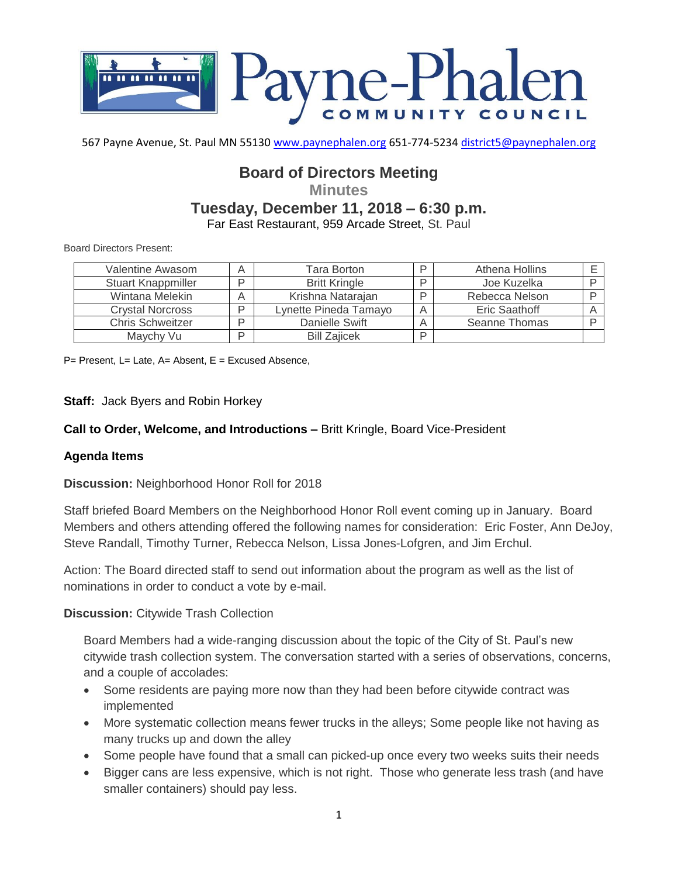Payne-Phalen COMMUNITY COUNCIL

567 Payne Avenue, St. Paul MN 55130 www.paynephalen.org 651-774-5234 district5@paynephalen.org

# Board of Directors Meeting

## Minutes

## Tuesday, December 11, 2018 – 6:30 p.m.

Far East Restaurant, 959 Arcade Street, St. Paul

Board Directors Present:

| | | | | | |
|---|---|---|---|---|---|
| Valentine Awasom | A | Tara Borton | P | Athena Hollins | E |
| Stuart Knappmiller | P | Britt Kringle | P | Joe Kuzelka | P |
| Wintana Melekin | A | Krishna Natarajan | P | Rebecca Nelson | P |
| Crystal Norcross | P | Lynette Pineda Tamayo | A | Eric Saathoff | A |
| Chris Schweitzer | P | Danielle Swift | A | Seanne Thomas | P |
| Maychy Vu | P | Bill Zajicek | P | | |

P= Present, L= Late, A= Absent, E = Excused Absence,

**Staff:** Jack Byers and Robin Horkey

**Call to Order, Welcome, and Introductions –** Britt Kringle, Board Vice-President

**Agenda Items**

**Discussion:** Neighborhood Honor Roll for 2018

Staff briefed Board Members on the Neighborhood Honor Roll event coming up in January. Board Members and others attending offered the following names for consideration: Eric Foster, Ann DeJoy, Steve Randall, Timothy Turner, Rebecca Nelson, Lissa Jones-Lofgren, and Jim Erchul.

Action: The Board directed staff to send out information about the program as well as the list of nominations in order to conduct a vote by e-mail.

**Discussion:** Citywide Trash Collection

Board Members had a wide-ranging discussion about the topic of the City of St. Paul's new citywide trash collection system. The conversation started with a series of observations, concerns, and a couple of accolades:

- Some residents are paying more now than they had been before citywide contract was implemented
- More systematic collection means fewer trucks in the alleys; Some people like not having as many trucks up and down the alley
- Some people have found that a small can picked-up once every two weeks suits their needs
- Bigger cans are less expensive, which is not right. Those who generate less trash (and have smaller containers) should pay less.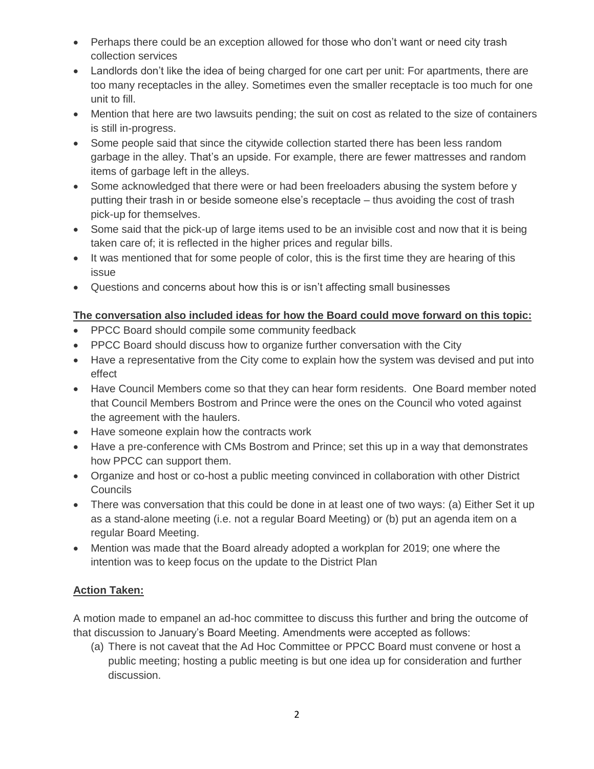- Perhaps there could be an exception allowed for those who don't want or need city trash collection services
- Landlords don't like the idea of being charged for one cart per unit: For apartments, there are too many receptacles in the alley. Sometimes even the smaller receptacle is too much for one unit to fill.
- Mention that here are two lawsuits pending; the suit on cost as related to the size of containers is still in-progress.
- Some people said that since the citywide collection started there has been less random garbage in the alley. That's an upside. For example, there are fewer mattresses and random items of garbage left in the alleys.
- Some acknowledged that there were or had been freeloaders abusing the system before y putting their trash in or beside someone else's receptacle – thus avoiding the cost of trash pick-up for themselves.
- Some said that the pick-up of large items used to be an invisible cost and now that it is being taken care of; it is reflected in the higher prices and regular bills.
- It was mentioned that for some people of color, this is the first time they are hearing of this issue
- Questions and concerns about how this is or isn't affecting small businesses

**The conversation also included ideas for how the Board could move forward on this topic:**

- PPCC Board should compile some community feedback
- PPCC Board should discuss how to organize further conversation with the City
- Have a representative from the City come to explain how the system was devised and put into effect
- Have Council Members come so that they can hear form residents. One Board member noted that Council Members Bostrom and Prince were the ones on the Council who voted against the agreement with the haulers.
- Have someone explain how the contracts work
- Have a pre-conference with CMs Bostrom and Prince; set this up in a way that demonstrates how PPCC can support them.
- Organize and host or co-host a public meeting convinced in collaboration with other District Councils
- There was conversation that this could be done in at least one of two ways: (a) Either Set it up as a stand-alone meeting (i.e. not a regular Board Meeting) or (b) put an agenda item on a regular Board Meeting.
- Mention was made that the Board already adopted a workplan for 2019; one where the intention was to keep focus on the update to the District Plan

**Action Taken:**

A motion made to empanel an ad-hoc committee to discuss this further and bring the outcome of that discussion to January's Board Meeting. Amendments were accepted as follows:

(a) There is not caveat that the Ad Hoc Committee or PPCC Board must convene or host a public meeting; hosting a public meeting is but one idea up for consideration and further discussion.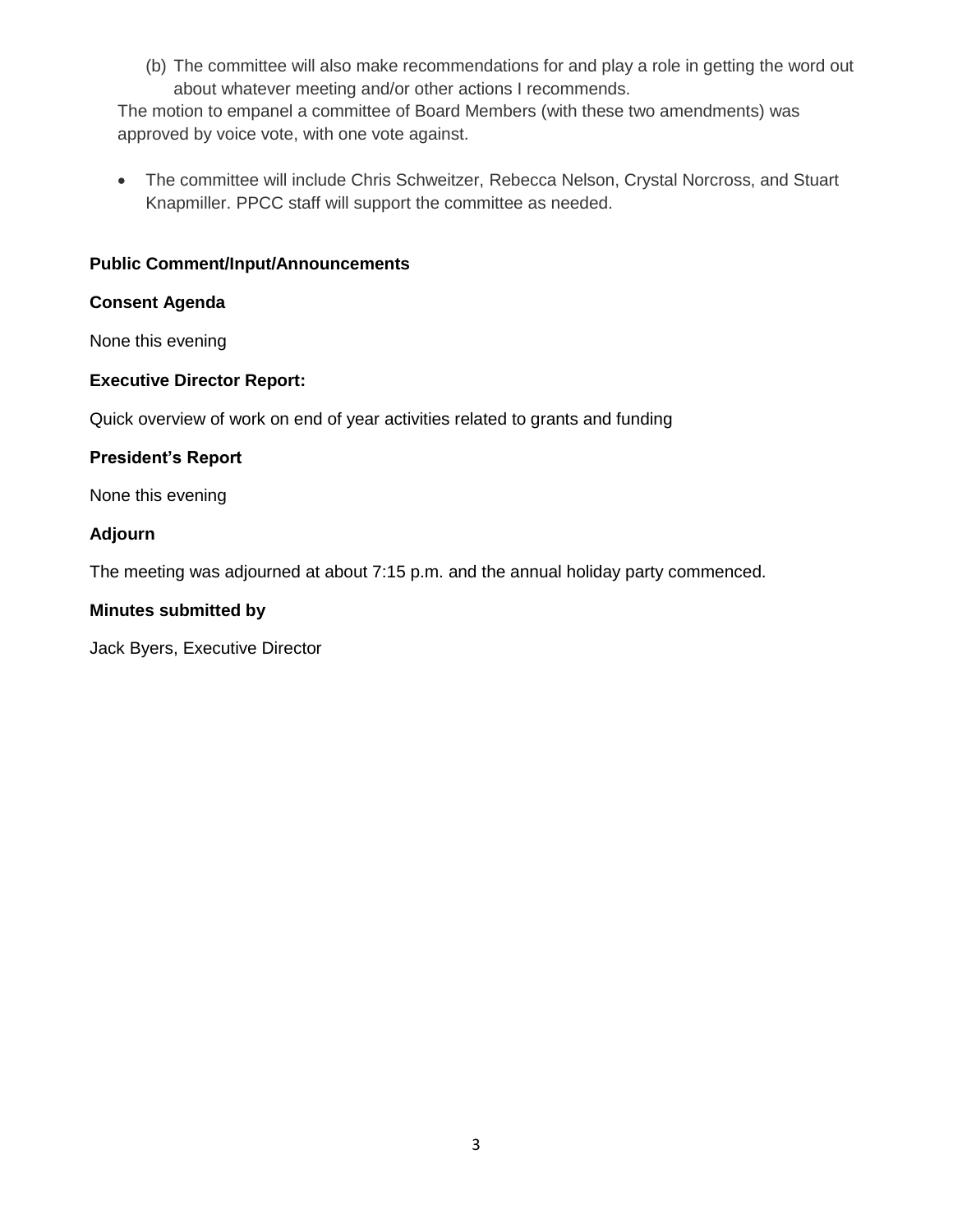(b) The committee will also make recommendations for and play a role in getting the word out about whatever meeting and/or other actions I recommends.

The motion to empanel a committee of Board Members (with these two amendments) was approved by voice vote, with one vote against.

- The committee will include Chris Schweitzer, Rebecca Nelson, Crystal Norcross, and Stuart Knapmiller. PPCC staff will support the committee as needed.

**Public Comment/Input/Announcements**

**Consent Agenda**

None this evening

**Executive Director Report:**

Quick overview of work on end of year activities related to grants and funding

**President's Report**

None this evening

**Adjourn**

The meeting was adjourned at about 7:15 p.m. and the annual holiday party commenced.

**Minutes submitted by**

Jack Byers, Executive Director